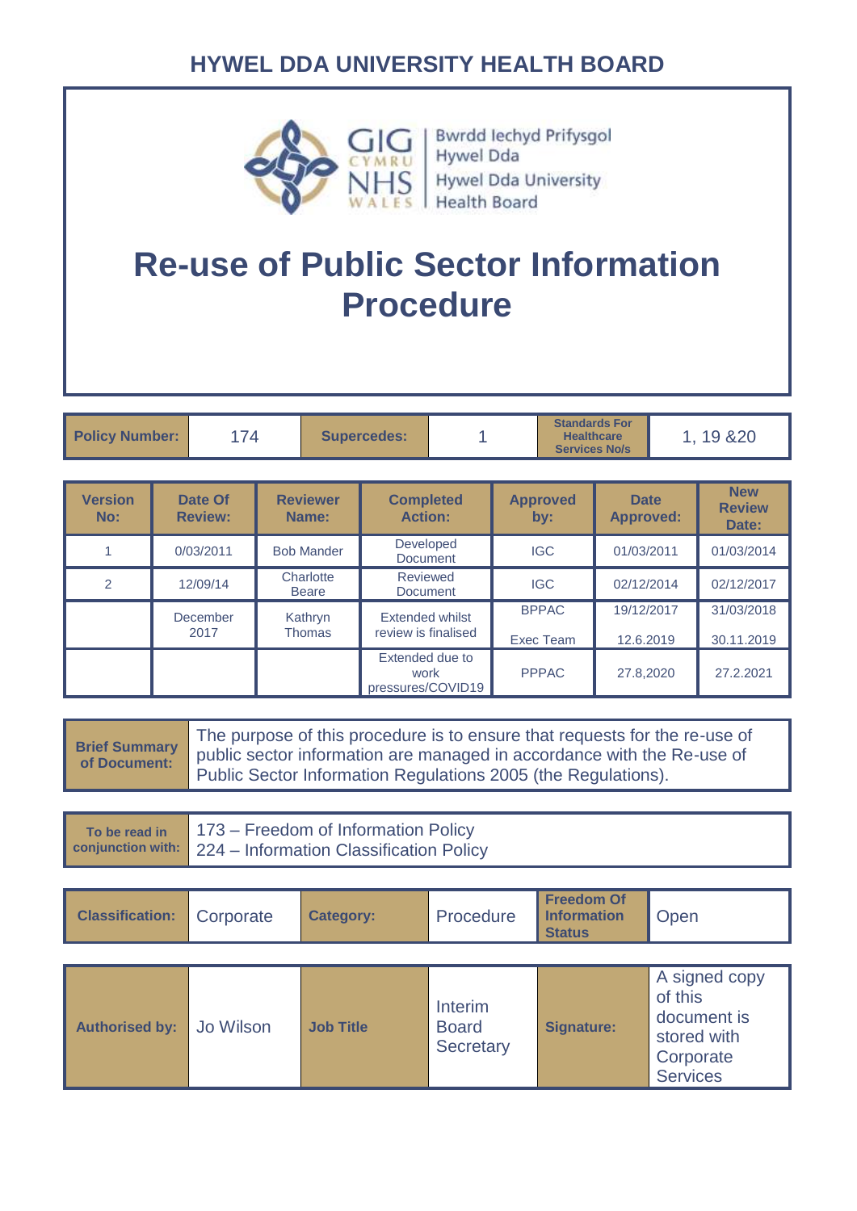## HYWEL DDA UNIVERSITY HEALTH BOARD

GIG CYMRU NHS WALES | Bwrdd Iechyd Prifysgol Hywel Dda | Hywel Dda University Health Board

# Re-use of Public Sector Information Procedure

| Policy Number: | 174 | Supercedes: | 1 | Standards For Healthcare Services No/s | 1, 19 &20 |
|---|---|---|---|---|---|

| Version No: | Date Of Review: | Reviewer Name: | Completed Action: | Approved by: | Date Approved: | New Review Date: |
|---|---|---|---|---|---|---|
| 1 | 0/03/2011 | Bob Mander | Developed Document | IGC | 01/03/2011 | 01/03/2014 |
| 2 | 12/09/14 | Charlotte Beare | Reviewed Document | IGC | 02/12/2014 | 02/12/2017 |
| | December 2017 | Kathryn Thomas | Extended whilst review is finalised | BPPAC<br>Exec Team | 19/12/2017<br>12.6.2019 | 31/03/2018<br>30.11.2019 |
| | | | Extended due to work pressures/COVID19 | PPPAC | 27.8,2020 | 27.2.2021 |

| Brief Summary of Document: | The purpose of this procedure is to ensure that requests for the re-use of public sector information are managed in accordance with the Re-use of Public Sector Information Regulations 2005 (the Regulations). |
|---|---|

| To be read in conjunction with: | 173 – Freedom of Information Policy<br>224 – Information Classification Policy |
|---|---|

| Classification: | Corporate | Category: | Procedure | Freedom Of Information Status | Open |
|---|---|---|---|---|---|

| Authorised by: | Jo Wilson | Job Title | Interim Board Secretary | Signature: | A signed copy of this document is stored with Corporate Services |
|---|---|---|---|---|---|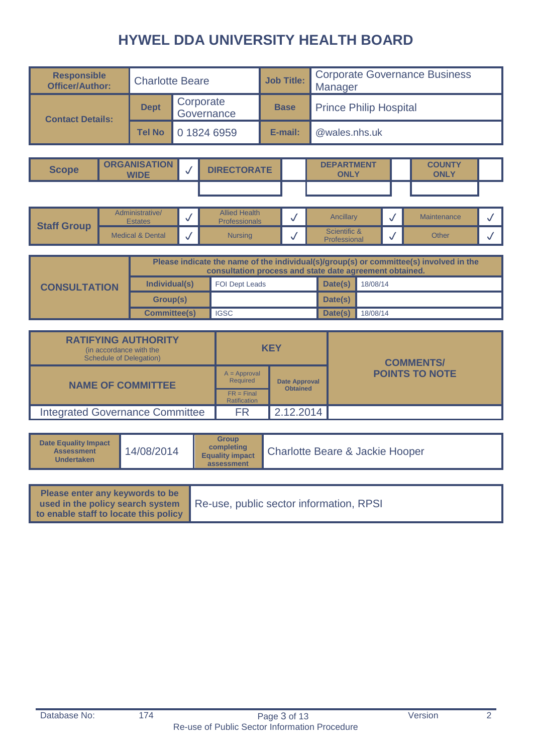# HYWEL DDA UNIVERSITY HEALTH BOARD

| Responsible Officer/Author: | Charlotte Beare | | Job Title: | Corporate Governance Business Manager |
|---|---|---|---|---|
| Contact Details: | Dept | Corporate Governance | Base | Prince Philip Hospital |
| | Tel No | 0 1824 6959 | E-mail: | @wales.nhs.uk |

| Scope | ORGANISATION WIDE | ✓ | DIRECTORATE | | DEPARTMENT ONLY | | COUNTY ONLY | |
|---|---|---|---|---|---|---|---|---|

| Staff Group | Administrative/ Estates | ✓ | Allied Health Professionals | ✓ | Ancillary | ✓ | Maintenance | ✓ |
|---|---|---|---|---|---|---|---|---|
| | Medical & Dental | ✓ | Nursing | ✓ | Scientific & Professional | ✓ | Other | ✓ |

| CONSULTATION | Please indicate the name of the individual(s)/group(s) or committee(s) involved in the consultation process and state date agreement obtained. | | | |
|---|---|---|---|---|
| | Individual(s) | FOI Dept Leads | Date(s) | 18/08/14 |
| | Group(s) | | Date(s) | |
| | Committee(s) | IGSC | Date(s) | 18/08/14 |

| RATIFYING AUTHORITY (in accordance with the Schedule of Delegation) | KEY | | COMMENTS/ POINTS TO NOTE |
|---|---|---|---|
| NAME OF COMMITTEE | A = Approval Required<br>FR = Final Ratification | Date Approval Obtained | |
| Integrated Governance Committee | FR | 2.12.2014 | |

| Date Equality Impact Assessment Undertaken | 14/08/2014 | Group completing Equality impact assessment | Charlotte Beare & Jackie Hooper |
|---|---|---|---|

| Please enter any keywords to be used in the policy search system to enable staff to locate this policy | Re-use, public sector information, RPSI |
|---|---|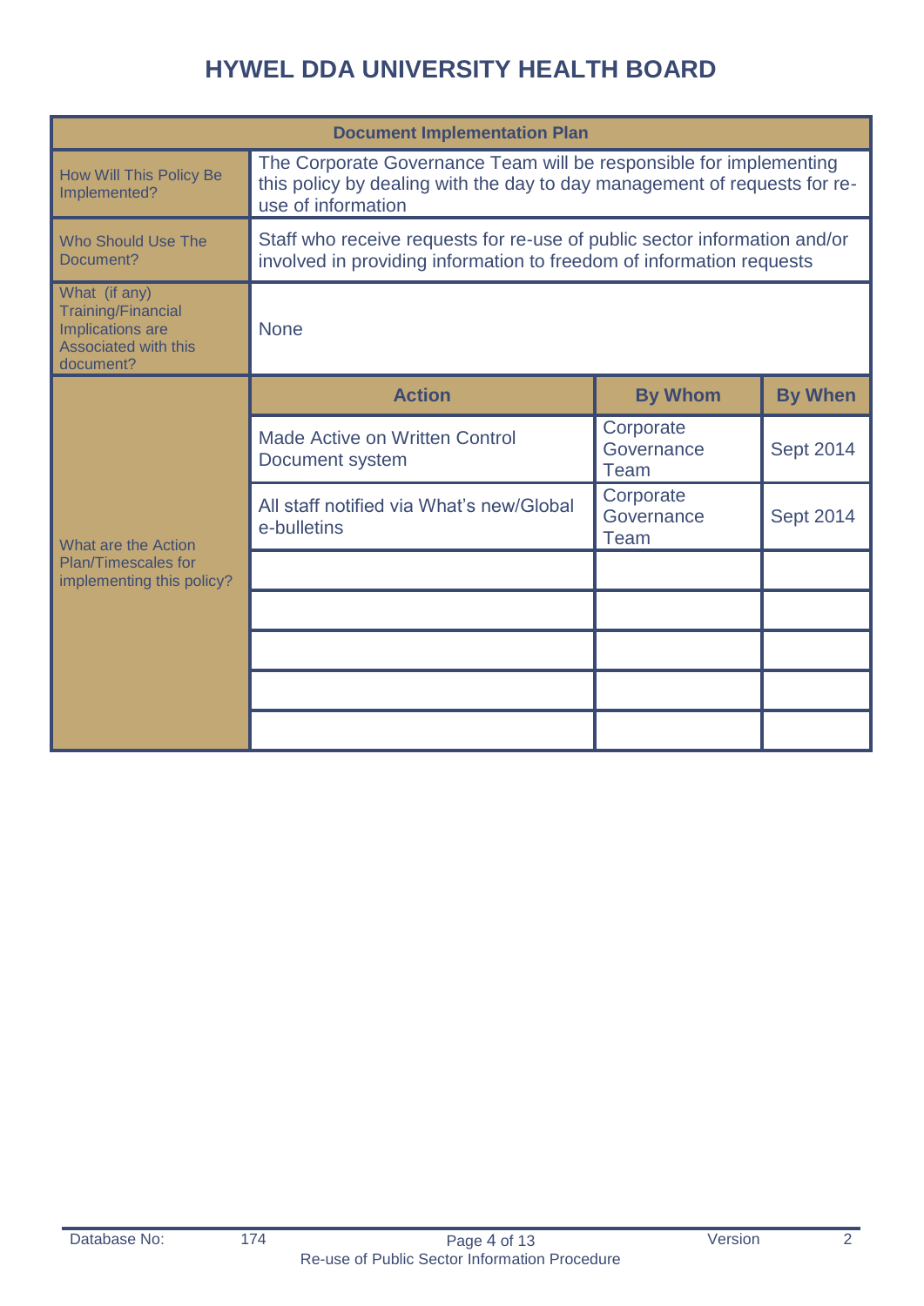# HYWEL DDA UNIVERSITY HEALTH BOARD

| Document Implementation Plan | | | |
|---|---|---|---|
| How Will This Policy Be Implemented? | The Corporate Governance Team will be responsible for implementing this policy by dealing with the day to day management of requests for re-use of information | | |
| Who Should Use The Document? | Staff who receive requests for re-use of public sector information and/or involved in providing information to freedom of information requests | | |
| What (if any) Training/Financial Implications are Associated with this document? | None | | |
| What are the Action Plan/Timescales for implementing this policy? | **Action** | **By Whom** | **By When** |
| | Made Active on Written Control Document system | Corporate Governance Team | Sept 2014 |
| | All staff notified via What's new/Global e-bulletins | Corporate Governance Team | Sept 2014 |
| | | | |
| | | | |
| | | | |
| | | | |
| | | | |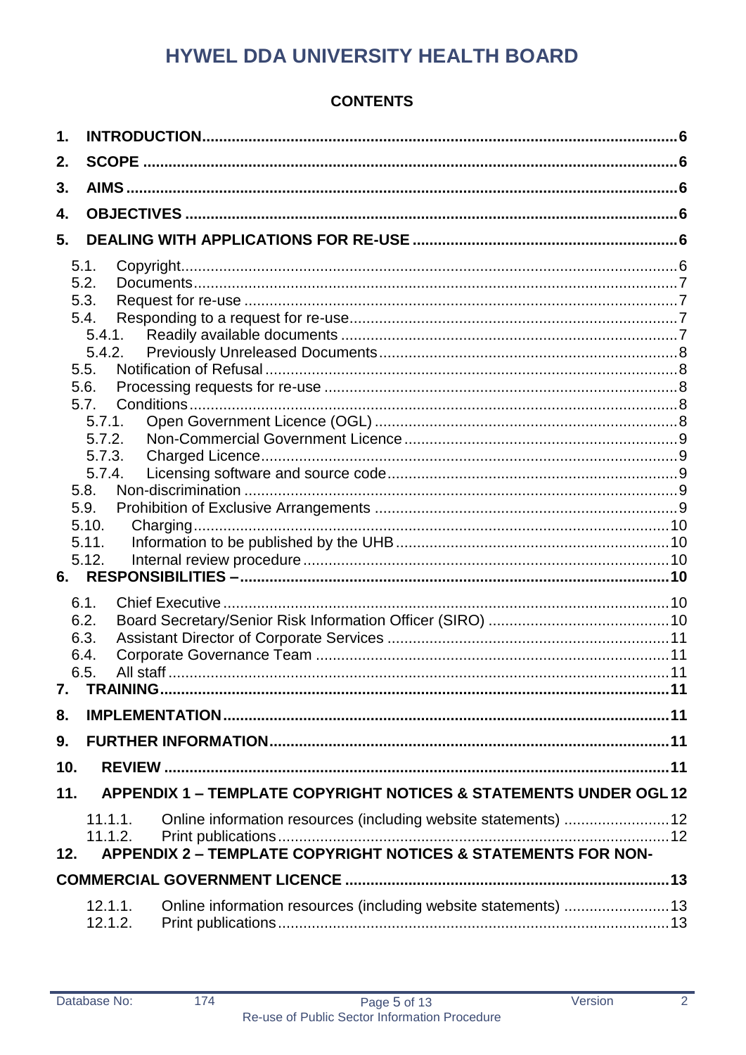# HYWEL DDA UNIVERSITY HEALTH BOARD

**CONTENTS**

**1. INTRODUCTION** .......... 6

**2. SCOPE** .......... 6

**3. AIMS** .......... 6

**4. OBJECTIVES** .......... 6

**5. DEALING WITH APPLICATIONS FOR RE-USE** .......... 6

- 5.1. Copyright .......... 6
- 5.2. Documents .......... 7
- 5.3. Request for re-use .......... 7
- 5.4. Responding to a request for re-use .......... 7
  - 5.4.1. Readily available documents .......... 7
  - 5.4.2. Previously Unreleased Documents .......... 8
- 5.5. Notification of Refusal .......... 8
- 5.6. Processing requests for re-use .......... 8
- 5.7. Conditions .......... 8
  - 5.7.1. Open Government Licence (OGL) .......... 8
  - 5.7.2. Non-Commercial Government Licence .......... 9
  - 5.7.3. Charged Licence .......... 9
  - 5.7.4. Licensing software and source code .......... 9
- 5.8. Non-discrimination .......... 9
- 5.9. Prohibition of Exclusive Arrangements .......... 9
- 5.10. Charging .......... 10
- 5.11. Information to be published by the UHB .......... 10
- 5.12. Internal review procedure .......... 10

**6. RESPONSIBILITIES –** .......... 10

- 6.1. Chief Executive .......... 10
- 6.2. Board Secretary/Senior Risk Information Officer (SIRO) .......... 10
- 6.3. Assistant Director of Corporate Services .......... 11
- 6.4. Corporate Governance Team .......... 11
- 6.5. All staff .......... 11

**7. TRAINING** .......... 11

**8. IMPLEMENTATION** .......... 11

**9. FURTHER INFORMATION** .......... 11

**10. REVIEW** .......... 11

**11. APPENDIX 1 – TEMPLATE COPYRIGHT NOTICES & STATEMENTS UNDER OGL** 12

- 11.1.1. Online information resources (including website statements) .......... 12
- 11.1.2. Print publications .......... 12

**12. APPENDIX 2 – TEMPLATE COPYRIGHT NOTICES & STATEMENTS FOR NON-COMMERCIAL GOVERNMENT LICENCE** .......... 13

- 12.1.1. Online information resources (including website statements) .......... 13
- 12.1.2. Print publications .......... 13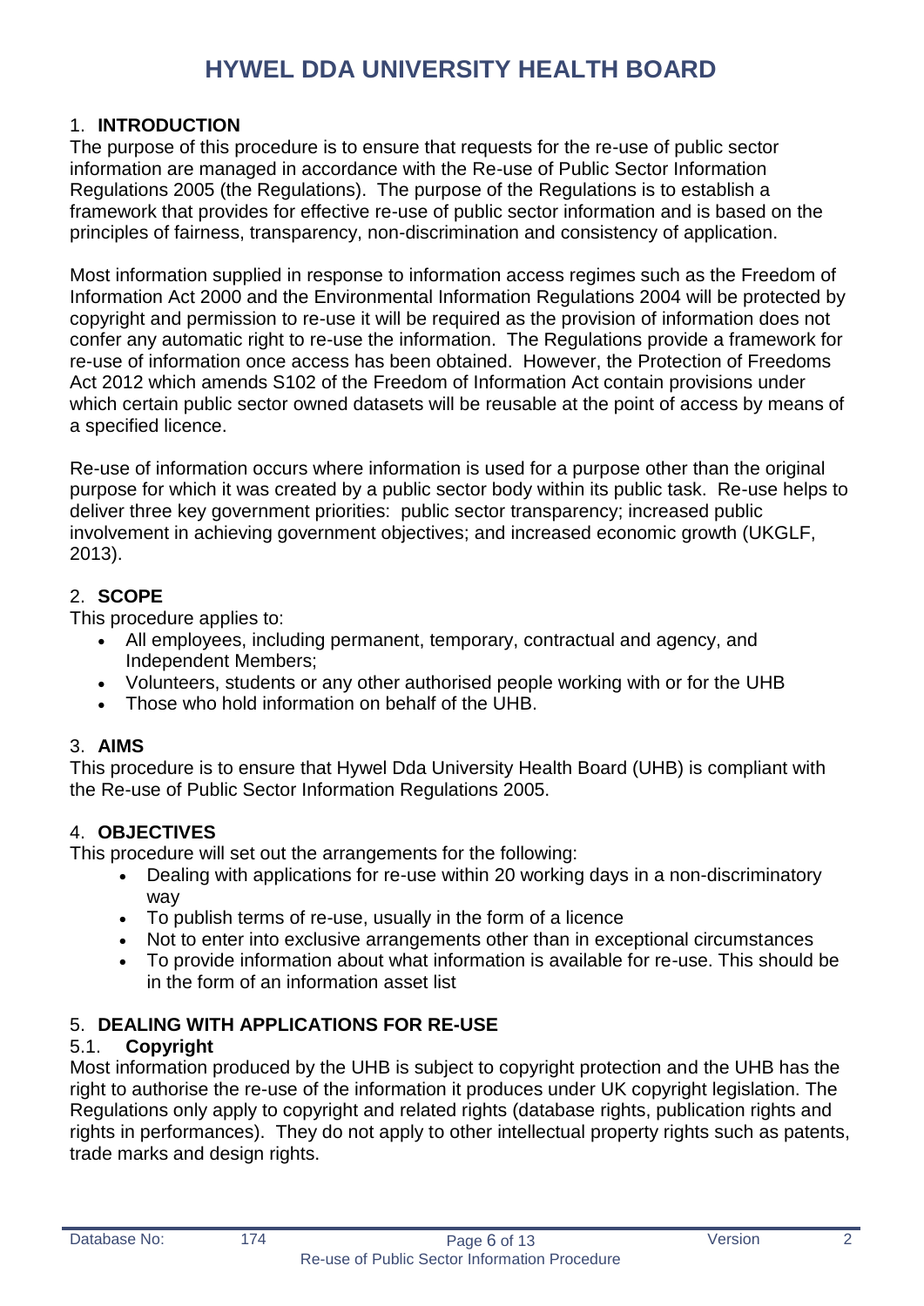# HYWEL DDA UNIVERSITY HEALTH BOARD

## 1. INTRODUCTION

The purpose of this procedure is to ensure that requests for the re-use of public sector information are managed in accordance with the Re-use of Public Sector Information Regulations 2005 (the Regulations). The purpose of the Regulations is to establish a framework that provides for effective re-use of public sector information and is based on the principles of fairness, transparency, non-discrimination and consistency of application.

Most information supplied in response to information access regimes such as the Freedom of Information Act 2000 and the Environmental Information Regulations 2004 will be protected by copyright and permission to re-use it will be required as the provision of information does not confer any automatic right to re-use the information. The Regulations provide a framework for re-use of information once access has been obtained. However, the Protection of Freedoms Act 2012 which amends S102 of the Freedom of Information Act contain provisions under which certain public sector owned datasets will be reusable at the point of access by means of a specified licence.

Re-use of information occurs where information is used for a purpose other than the original purpose for which it was created by a public sector body within its public task. Re-use helps to deliver three key government priorities: public sector transparency; increased public involvement in achieving government objectives; and increased economic growth (UKGLF, 2013).

## 2. SCOPE

This procedure applies to:

- All employees, including permanent, temporary, contractual and agency, and Independent Members;
- Volunteers, students or any other authorised people working with or for the UHB
- Those who hold information on behalf of the UHB.

## 3. AIMS

This procedure is to ensure that Hywel Dda University Health Board (UHB) is compliant with the Re-use of Public Sector Information Regulations 2005.

## 4. OBJECTIVES

This procedure will set out the arrangements for the following:

- Dealing with applications for re-use within 20 working days in a non-discriminatory way
- To publish terms of re-use, usually in the form of a licence
- Not to enter into exclusive arrangements other than in exceptional circumstances
- To provide information about what information is available for re-use. This should be in the form of an information asset list

## 5. DEALING WITH APPLICATIONS FOR RE-USE

### 5.1. Copyright

Most information produced by the UHB is subject to copyright protection and the UHB has the right to authorise the re-use of the information it produces under UK copyright legislation. The Regulations only apply to copyright and related rights (database rights, publication rights and rights in performances). They do not apply to other intellectual property rights such as patents, trade marks and design rights.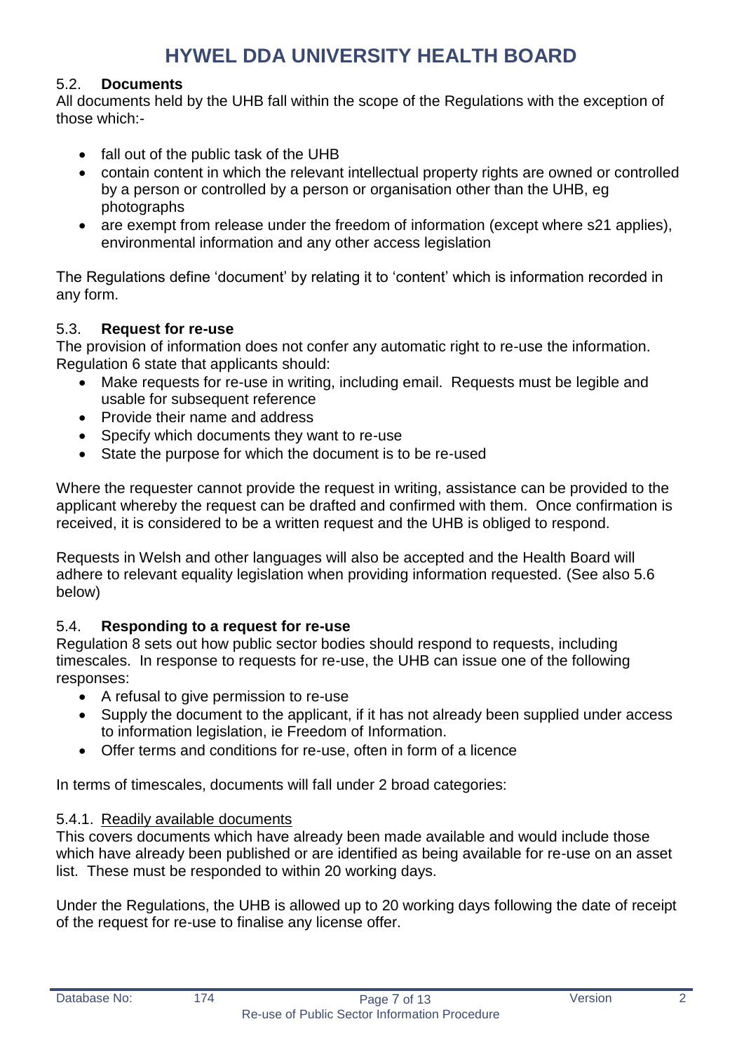### 5.2. **Documents**

All documents held by the UHB fall within the scope of the Regulations with the exception of those which:-

- fall out of the public task of the UHB
- contain content in which the relevant intellectual property rights are owned or controlled by a person or controlled by a person or organisation other than the UHB, eg photographs
- are exempt from release under the freedom of information (except where s21 applies), environmental information and any other access legislation

The Regulations define 'document' by relating it to 'content' which is information recorded in any form.

### 5.3. **Request for re-use**

The provision of information does not confer any automatic right to re-use the information. Regulation 6 state that applicants should:

- Make requests for re-use in writing, including email. Requests must be legible and usable for subsequent reference
- Provide their name and address
- Specify which documents they want to re-use
- State the purpose for which the document is to be re-used

Where the requester cannot provide the request in writing, assistance can be provided to the applicant whereby the request can be drafted and confirmed with them. Once confirmation is received, it is considered to be a written request and the UHB is obliged to respond.

Requests in Welsh and other languages will also be accepted and the Health Board will adhere to relevant equality legislation when providing information requested. (See also 5.6 below)

### 5.4. **Responding to a request for re-use**

Regulation 8 sets out how public sector bodies should respond to requests, including timescales. In response to requests for re-use, the UHB can issue one of the following responses:

- A refusal to give permission to re-use
- Supply the document to the applicant, if it has not already been supplied under access to information legislation, ie Freedom of Information.
- Offer terms and conditions for re-use, often in form of a licence

In terms of timescales, documents will fall under 2 broad categories:

#### 5.4.1. <u>Readily available documents</u>

This covers documents which have already been made available and would include those which have already been published or are identified as being available for re-use on an asset list. These must be responded to within 20 working days.

Under the Regulations, the UHB is allowed up to 20 working days following the date of receipt of the request for re-use to finalise any license offer.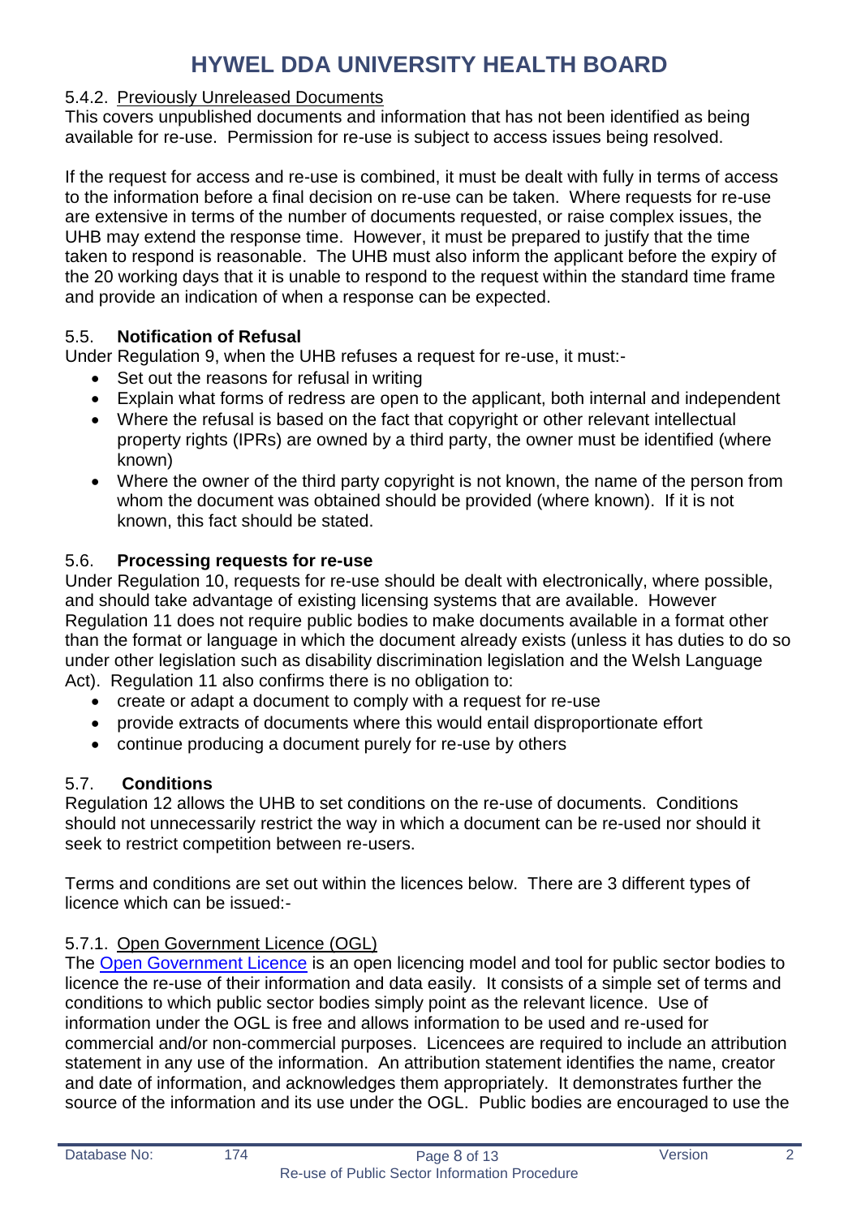#### 5.4.2. Previously Unreleased Documents

This covers unpublished documents and information that has not been identified as being available for re-use. Permission for re-use is subject to access issues being resolved.

If the request for access and re-use is combined, it must be dealt with fully in terms of access to the information before a final decision on re-use can be taken. Where requests for re-use are extensive in terms of the number of documents requested, or raise complex issues, the UHB may extend the response time. However, it must be prepared to justify that the time taken to respond is reasonable. The UHB must also inform the applicant before the expiry of the 20 working days that it is unable to respond to the request within the standard time frame and provide an indication of when a response can be expected.

### 5.5. Notification of Refusal

Under Regulation 9, when the UHB refuses a request for re-use, it must:-

- Set out the reasons for refusal in writing
- Explain what forms of redress are open to the applicant, both internal and independent
- Where the refusal is based on the fact that copyright or other relevant intellectual property rights (IPRs) are owned by a third party, the owner must be identified (where known)
- Where the owner of the third party copyright is not known, the name of the person from whom the document was obtained should be provided (where known). If it is not known, this fact should be stated.

### 5.6. Processing requests for re-use

Under Regulation 10, requests for re-use should be dealt with electronically, where possible, and should take advantage of existing licensing systems that are available. However Regulation 11 does not require public bodies to make documents available in a format other than the format or language in which the document already exists (unless it has duties to do so under other legislation such as disability discrimination legislation and the Welsh Language Act). Regulation 11 also confirms there is no obligation to:

- create or adapt a document to comply with a request for re-use
- provide extracts of documents where this would entail disproportionate effort
- continue producing a document purely for re-use by others

### 5.7. Conditions

Regulation 12 allows the UHB to set conditions on the re-use of documents. Conditions should not unnecessarily restrict the way in which a document can be re-used nor should it seek to restrict competition between re-users.

Terms and conditions are set out within the licences below. There are 3 different types of licence which can be issued:-

#### 5.7.1. Open Government Licence (OGL)

The Open Government Licence is an open licencing model and tool for public sector bodies to licence the re-use of their information and data easily. It consists of a simple set of terms and conditions to which public sector bodies simply point as the relevant licence. Use of information under the OGL is free and allows information to be used and re-used for commercial and/or non-commercial purposes. Licencees are required to include an attribution statement in any use of the information. An attribution statement identifies the name, creator and date of information, and acknowledges them appropriately. It demonstrates further the source of the information and its use under the OGL. Public bodies are encouraged to use the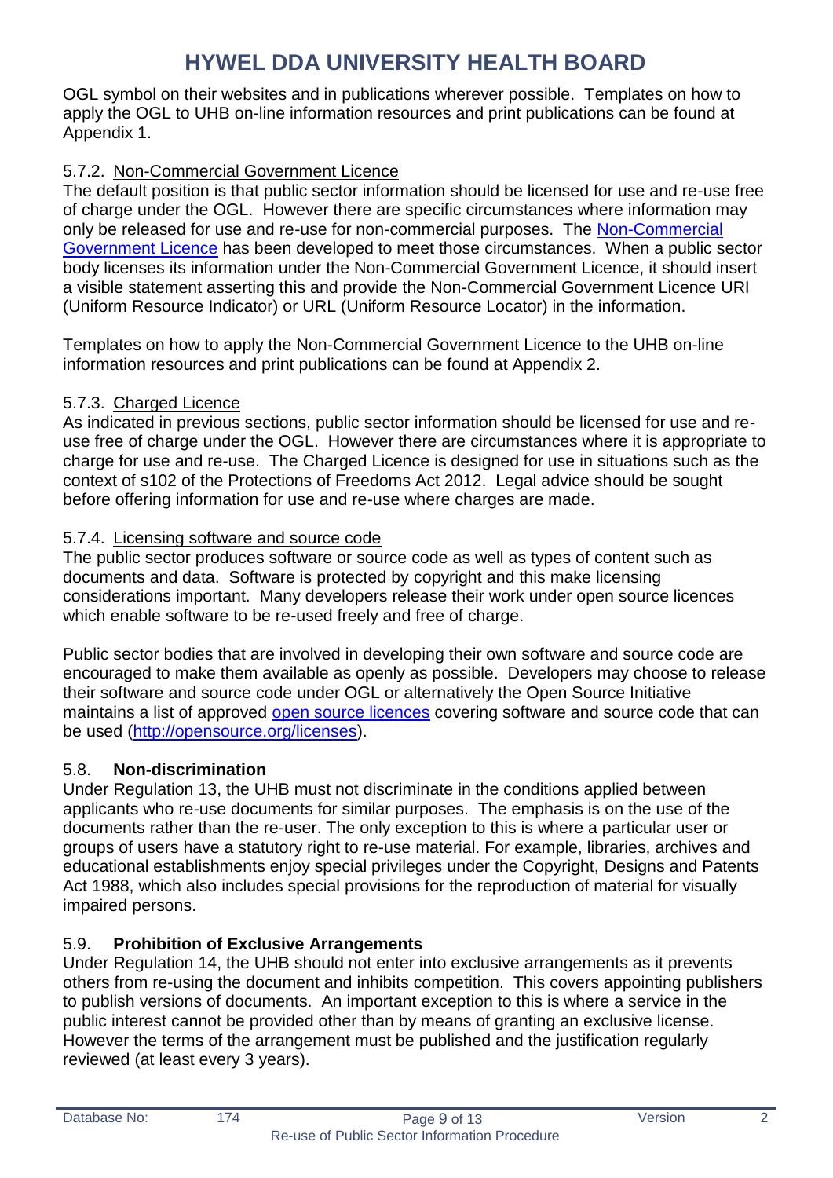OGL symbol on their websites and in publications wherever possible. Templates on how to apply the OGL to UHB on-line information resources and print publications can be found at Appendix 1.

5.7.2. Non-Commercial Government Licence

The default position is that public sector information should be licensed for use and re-use free of charge under the OGL. However there are specific circumstances where information may only be released for use and re-use for non-commercial purposes. The [Non-Commercial Government Licence]() has been developed to meet those circumstances. When a public sector body licenses its information under the Non-Commercial Government Licence, it should insert a visible statement asserting this and provide the Non-Commercial Government Licence URI (Uniform Resource Indicator) or URL (Uniform Resource Locator) in the information.

Templates on how to apply the Non-Commercial Government Licence to the UHB on-line information resources and print publications can be found at Appendix 2.

5.7.3. Charged Licence

As indicated in previous sections, public sector information should be licensed for use and re-use free of charge under the OGL. However there are circumstances where it is appropriate to charge for use and re-use. The Charged Licence is designed for use in situations such as the context of s102 of the Protections of Freedoms Act 2012. Legal advice should be sought before offering information for use and re-use where charges are made.

5.7.4. Licensing software and source code

The public sector produces software or source code as well as types of content such as documents and data. Software is protected by copyright and this make licensing considerations important. Many developers release their work under open source licences which enable software to be re-used freely and free of charge.

Public sector bodies that are involved in developing their own software and source code are encouraged to make them available as openly as possible. Developers may choose to release their software and source code under OGL or alternatively the Open Source Initiative maintains a list of approved [open source licences]() covering software and source code that can be used ([http://opensource.org/licenses](http://opensource.org/licenses)).

## 5.8. Non-discrimination

Under Regulation 13, the UHB must not discriminate in the conditions applied between applicants who re-use documents for similar purposes. The emphasis is on the use of the documents rather than the re-user. The only exception to this is where a particular user or groups of users have a statutory right to re-use material. For example, libraries, archives and educational establishments enjoy special privileges under the Copyright, Designs and Patents Act 1988, which also includes special provisions for the reproduction of material for visually impaired persons.

## 5.9. Prohibition of Exclusive Arrangements

Under Regulation 14, the UHB should not enter into exclusive arrangements as it prevents others from re-using the document and inhibits competition. This covers appointing publishers to publish versions of documents. An important exception to this is where a service in the public interest cannot be provided other than by means of granting an exclusive license. However the terms of the arrangement must be published and the justification regularly reviewed (at least every 3 years).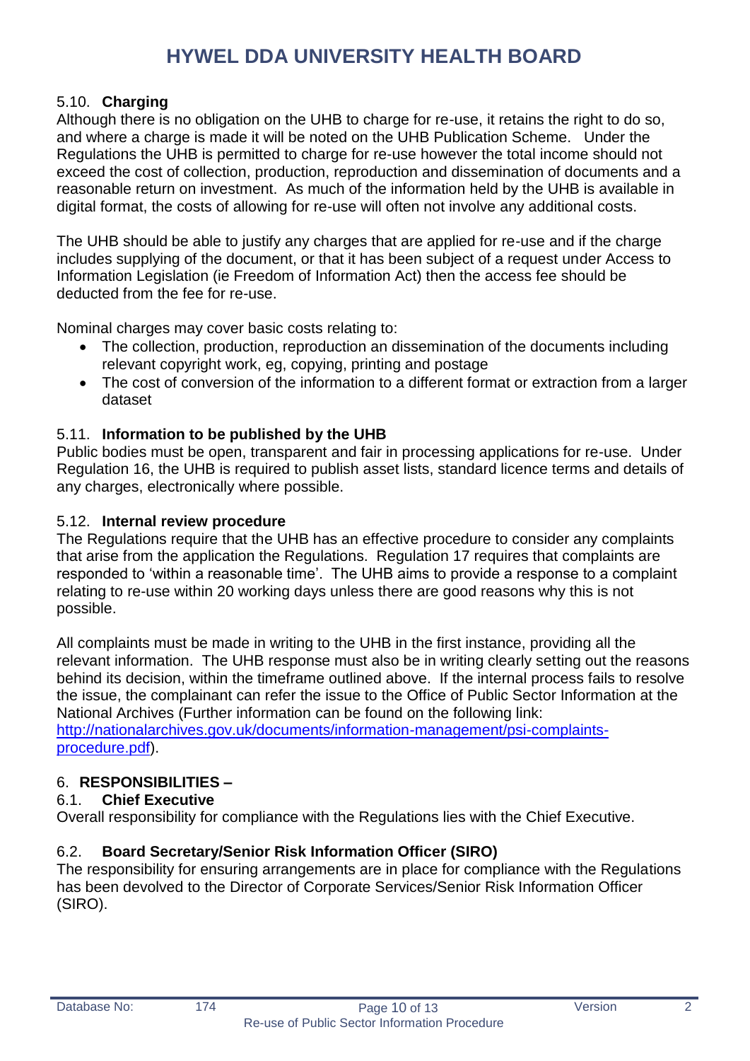### 5.10. **Charging**

Although there is no obligation on the UHB to charge for re-use, it retains the right to do so, and where a charge is made it will be noted on the UHB Publication Scheme. Under the Regulations the UHB is permitted to charge for re-use however the total income should not exceed the cost of collection, production, reproduction and dissemination of documents and a reasonable return on investment. As much of the information held by the UHB is available in digital format, the costs of allowing for re-use will often not involve any additional costs.

The UHB should be able to justify any charges that are applied for re-use and if the charge includes supplying of the document, or that it has been subject of a request under Access to Information Legislation (ie Freedom of Information Act) then the access fee should be deducted from the fee for re-use.

Nominal charges may cover basic costs relating to:

- The collection, production, reproduction an dissemination of the documents including relevant copyright work, eg, copying, printing and postage
- The cost of conversion of the information to a different format or extraction from a larger dataset

### 5.11. **Information to be published by the UHB**

Public bodies must be open, transparent and fair in processing applications for re-use. Under Regulation 16, the UHB is required to publish asset lists, standard licence terms and details of any charges, electronically where possible.

### 5.12. **Internal review procedure**

The Regulations require that the UHB has an effective procedure to consider any complaints that arise from the application the Regulations. Regulation 17 requires that complaints are responded to 'within a reasonable time'. The UHB aims to provide a response to a complaint relating to re-use within 20 working days unless there are good reasons why this is not possible.

All complaints must be made in writing to the UHB in the first instance, providing all the relevant information. The UHB response must also be in writing clearly setting out the reasons behind its decision, within the timeframe outlined above. If the internal process fails to resolve the issue, the complainant can refer the issue to the Office of Public Sector Information at the National Archives (Further information can be found on the following link: [http://nationalarchives.gov.uk/documents/information-management/psi-complaints-procedure.pdf](http://nationalarchives.gov.uk/documents/information-management/psi-complaints-procedure.pdf)).

## 6. **RESPONSIBILITIES –**

### 6.1. **Chief Executive**

Overall responsibility for compliance with the Regulations lies with the Chief Executive.

### 6.2. **Board Secretary/Senior Risk Information Officer (SIRO)**

The responsibility for ensuring arrangements are in place for compliance with the Regulations has been devolved to the Director of Corporate Services/Senior Risk Information Officer (SIRO).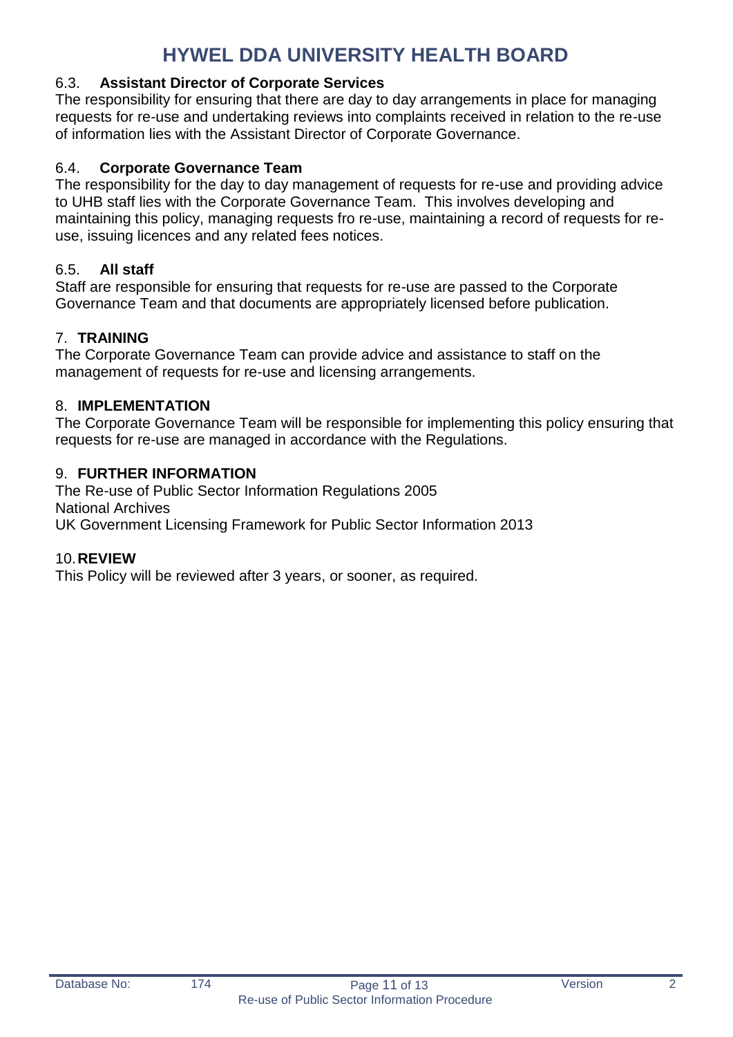# HYWEL DDA UNIVERSITY HEALTH BOARD

### 6.3. Assistant Director of Corporate Services

The responsibility for ensuring that there are day to day arrangements in place for managing requests for re-use and undertaking reviews into complaints received in relation to the re-use of information lies with the Assistant Director of Corporate Governance.

### 6.4. Corporate Governance Team

The responsibility for the day to day management of requests for re-use and providing advice to UHB staff lies with the Corporate Governance Team. This involves developing and maintaining this policy, managing requests fro re-use, maintaining a record of requests for re-use, issuing licences and any related fees notices.

### 6.5. All staff

Staff are responsible for ensuring that requests for re-use are passed to the Corporate Governance Team and that documents are appropriately licensed before publication.

## 7. TRAINING

The Corporate Governance Team can provide advice and assistance to staff on the management of requests for re-use and licensing arrangements.

## 8. IMPLEMENTATION

The Corporate Governance Team will be responsible for implementing this policy ensuring that requests for re-use are managed in accordance with the Regulations.

## 9. FURTHER INFORMATION

The Re-use of Public Sector Information Regulations 2005
National Archives
UK Government Licensing Framework for Public Sector Information 2013

## 10. REVIEW

This Policy will be reviewed after 3 years, or sooner, as required.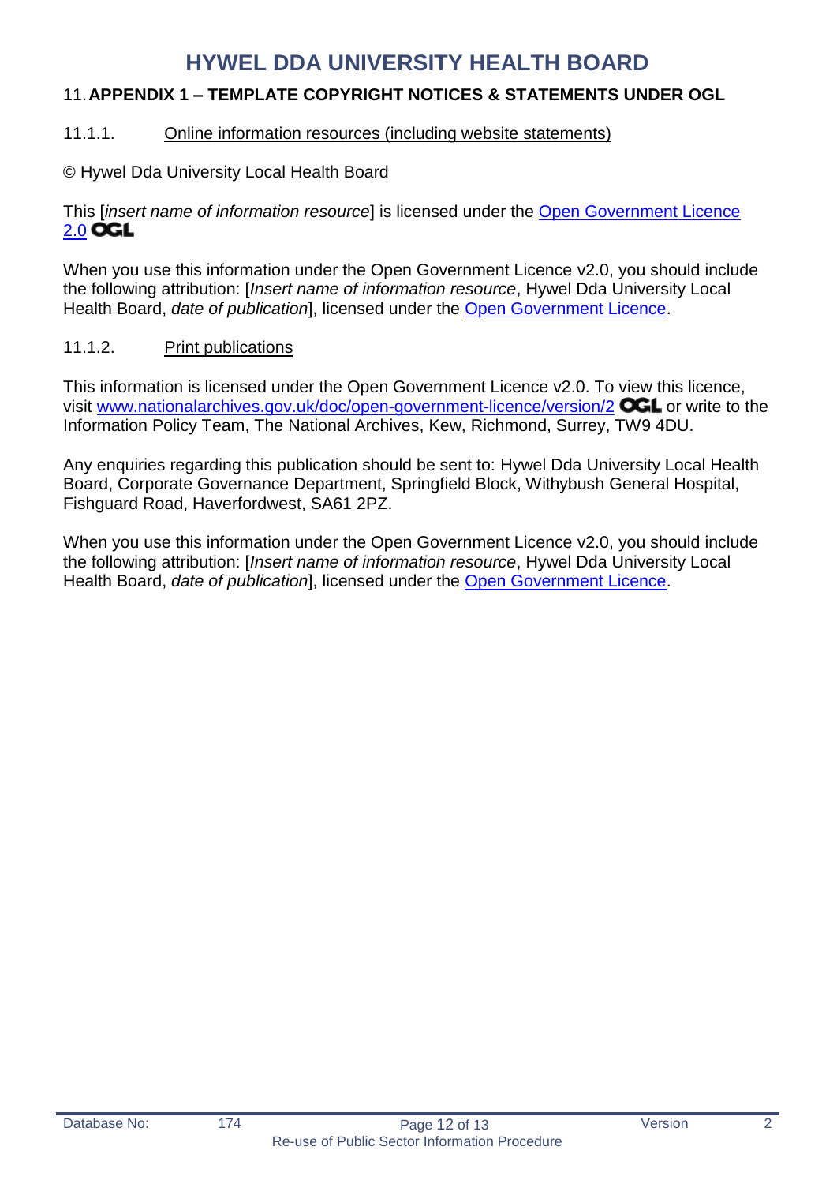## 11. APPENDIX 1 – TEMPLATE COPYRIGHT NOTICES & STATEMENTS UNDER OGL

### 11.1.1. Online information resources (including website statements)

© Hywel Dda University Local Health Board

This [*insert name of information resource*] is licensed under the Open Government Licence 2.0 OGL

When you use this information under the Open Government Licence v2.0, you should include the following attribution: [*Insert name of information resource*, Hywel Dda University Local Health Board, *date of publication*], licensed under the Open Government Licence.

### 11.1.2. Print publications

This information is licensed under the Open Government Licence v2.0. To view this licence, visit www.nationalarchives.gov.uk/doc/open-government-licence/version/2 OGL or write to the Information Policy Team, The National Archives, Kew, Richmond, Surrey, TW9 4DU.

Any enquiries regarding this publication should be sent to: Hywel Dda University Local Health Board, Corporate Governance Department, Springfield Block, Withybush General Hospital, Fishguard Road, Haverfordwest, SA61 2PZ.

When you use this information under the Open Government Licence v2.0, you should include the following attribution: [*Insert name of information resource*, Hywel Dda University Local Health Board, *date of publication*], licensed under the Open Government Licence.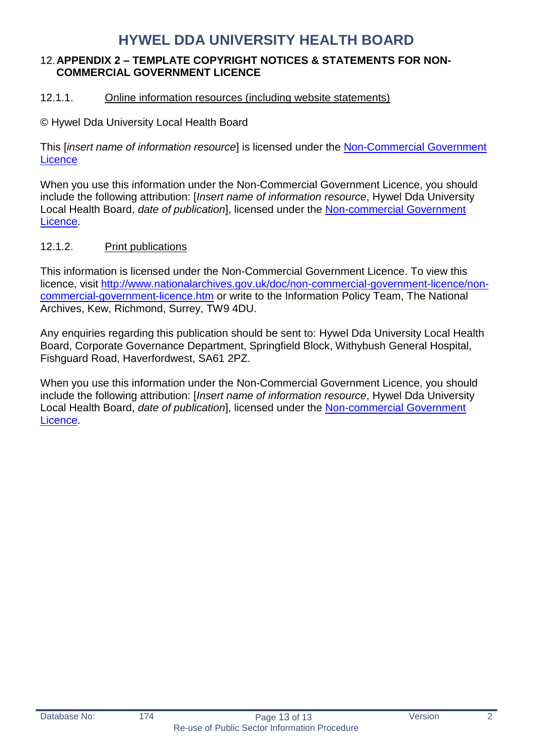# HYWEL DDA UNIVERSITY HEALTH BOARD

## 12. APPENDIX 2 – TEMPLATE COPYRIGHT NOTICES & STATEMENTS FOR NON-COMMERCIAL GOVERNMENT LICENCE

### 12.1.1. Online information resources (including website statements)

© Hywel Dda University Local Health Board

This [*insert name of information resource*] is licensed under the Non-Commercial Government Licence

When you use this information under the Non-Commercial Government Licence, you should include the following attribution: [*Insert name of information resource*, Hywel Dda University Local Health Board, *date of publication*], licensed under the Non-commercial Government Licence.

### 12.1.2. Print publications

This information is licensed under the Non-Commercial Government Licence. To view this licence, visit http://www.nationalarchives.gov.uk/doc/non-commercial-government-licence/non-commercial-government-licence.htm or write to the Information Policy Team, The National Archives, Kew, Richmond, Surrey, TW9 4DU.

Any enquiries regarding this publication should be sent to: Hywel Dda University Local Health Board, Corporate Governance Department, Springfield Block, Withybush General Hospital, Fishguard Road, Haverfordwest, SA61 2PZ.

When you use this information under the Non-Commercial Government Licence, you should include the following attribution: [*Insert name of information resource*, Hywel Dda University Local Health Board, *date of publication*], licensed under the Non-commercial Government Licence.